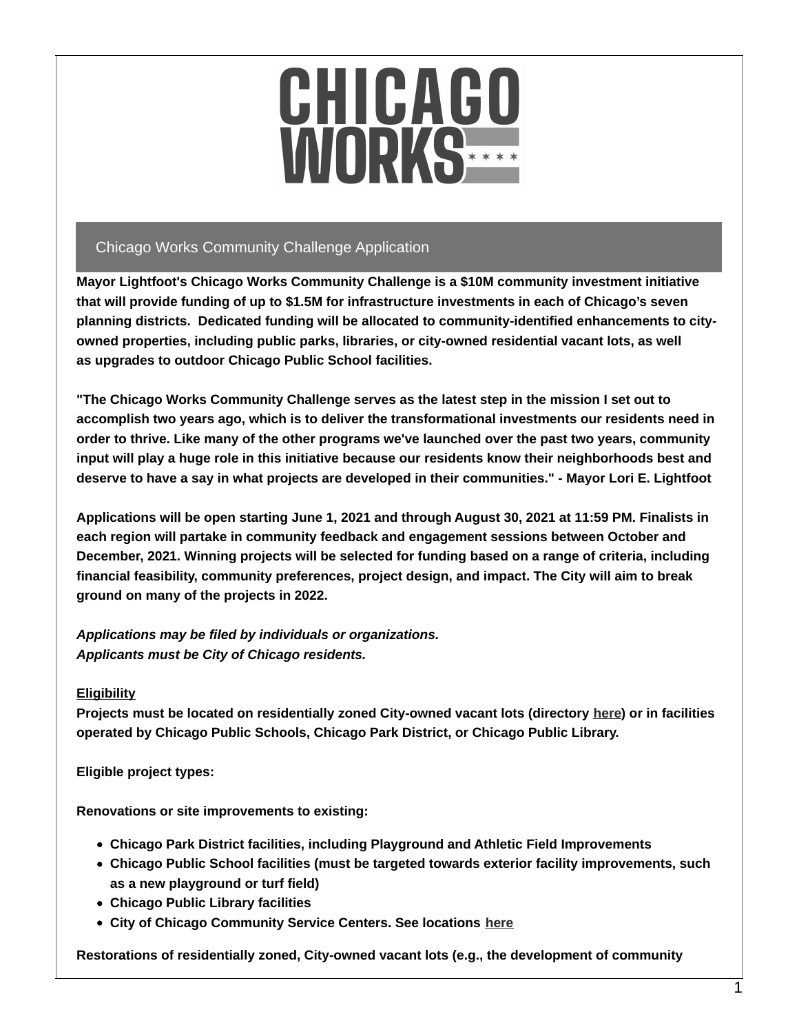# CHICAGO WORKS

## Chicago Works Community Challenge Application

**Mayor Lightfoot's Chicago Works Community Challenge is a $10M community investment initiative that will provide funding of up to $1.5M for infrastructure investments in each of Chicago's seven planning districts. Dedicated funding will be allocated to community-identified enhancements to city-owned properties, including public parks, libraries, or city-owned residential vacant lots, as well as upgrades to outdoor Chicago Public School facilities.**

**"The Chicago Works Community Challenge serves as the latest step in the mission I set out to accomplish two years ago, which is to deliver the transformational investments our residents need in order to thrive. Like many of the other programs we've launched over the past two years, community input will play a huge role in this initiative because our residents know their neighborhoods best and deserve to have a say in what projects are developed in their communities." - Mayor Lori E. Lightfoot**

**Applications will be open starting June 1, 2021 and through August 30, 2021 at 11:59 PM. Finalists in each region will partake in community feedback and engagement sessions between October and December, 2021. Winning projects will be selected for funding based on a range of criteria, including financial feasibility, community preferences, project design, and impact. The City will aim to break ground on many of the projects in 2022.**

***Applications may be filed by individuals or organizations.***
***Applicants must be City of Chicago residents.***

**Eligibility**

**Projects must be located on residentially zoned City-owned vacant lots (directory here) or in facilities operated by Chicago Public Schools, Chicago Park District, or Chicago Public Library.**

**Eligible project types:**

**Renovations or site improvements to existing:**

- **Chicago Park District facilities, including Playground and Athletic Field Improvements**
- **Chicago Public School facilities (must be targeted towards exterior facility improvements, such as a new playground or turf field)**
- **Chicago Public Library facilities**
- **City of Chicago Community Service Centers. See locations here**

**Restorations of residentially zoned, City-owned vacant lots (e.g., the development of community**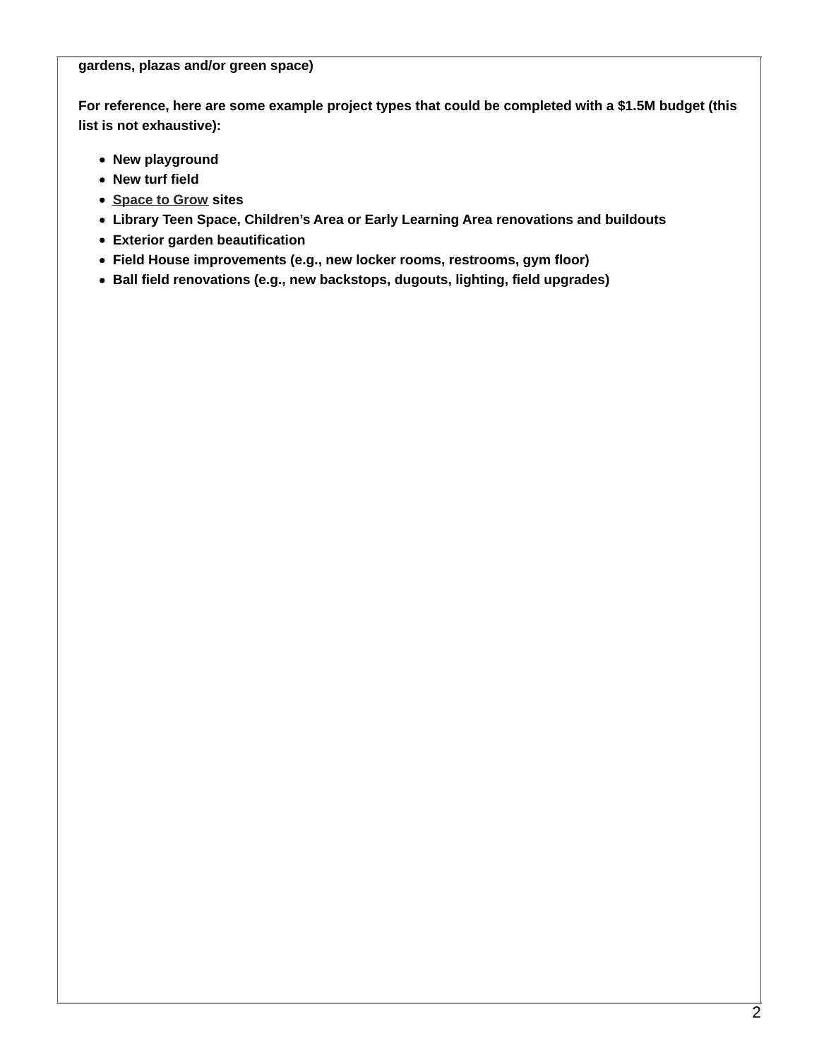**gardens, plazas and/or green space)**

**For reference, here are some example project types that could be completed with a $1.5M budget (this list is not exhaustive):**

- **New playground**
- **New turf field**
- **Space to Grow sites**
- **Library Teen Space, Children's Area or Early Learning Area renovations and buildouts**
- **Exterior garden beautification**
- **Field House improvements (e.g., new locker rooms, restrooms, gym floor)**
- **Ball field renovations (e.g., new backstops, dugouts, lighting, field upgrades)**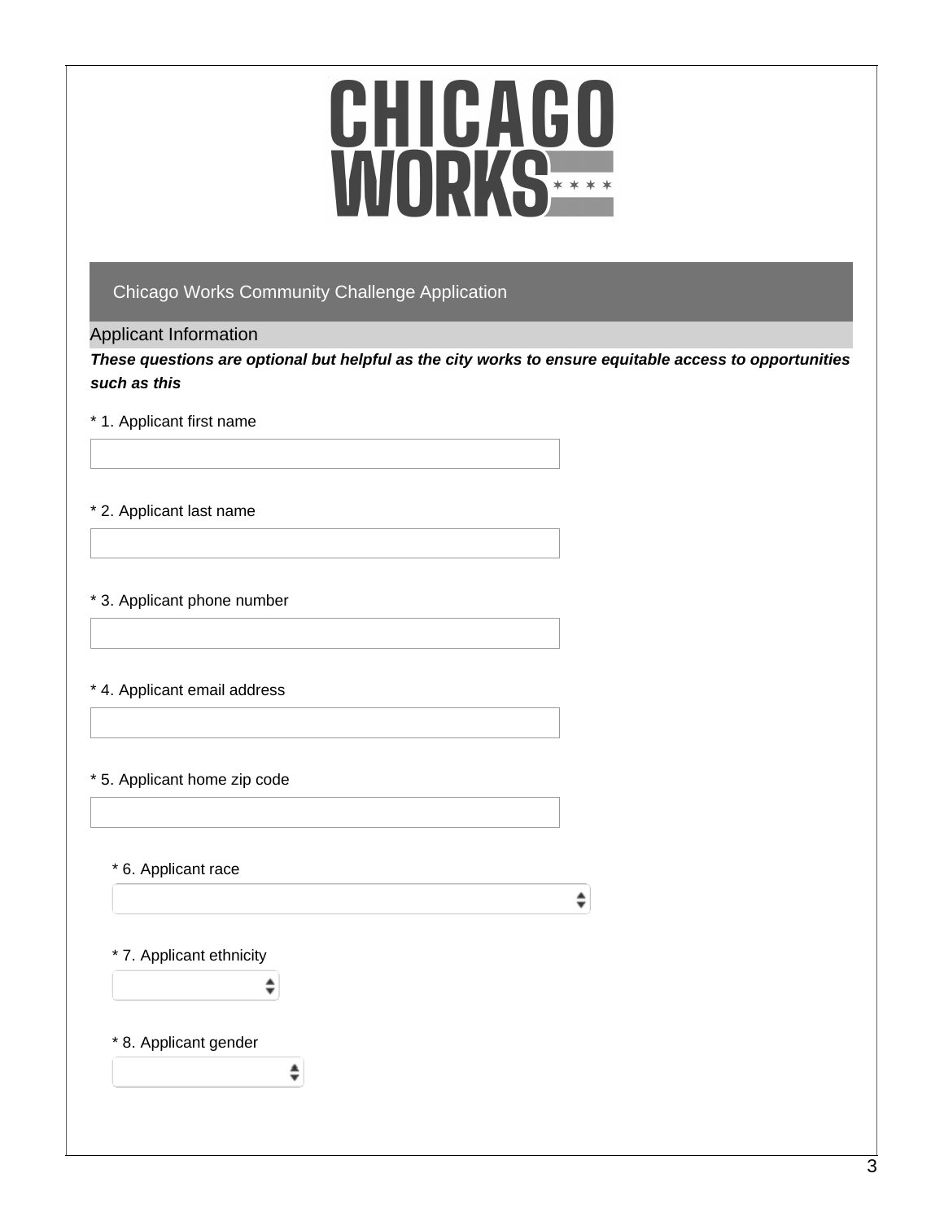CHICAGO WORKS

## Chicago Works Community Challenge Application

### Applicant Information

***These questions are optional but helpful as the city works to ensure equitable access to opportunities such as this***

* 1. Applicant first name

* 2. Applicant last name

* 3. Applicant phone number

* 4. Applicant email address

* 5. Applicant home zip code

* 6. Applicant race

* 7. Applicant ethnicity

* 8. Applicant gender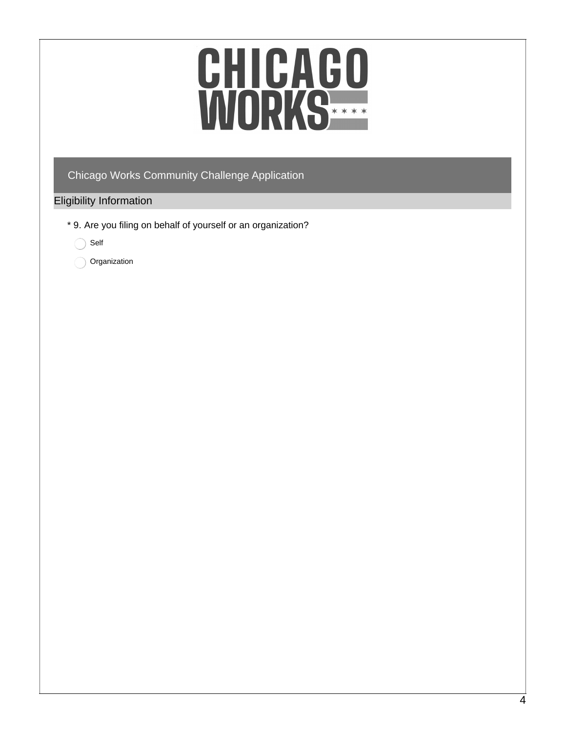# CHICAGO WORKS

## Chicago Works Community Challenge Application

### Eligibility Information

* 9. Are you filing on behalf of yourself or an organization?

- Self
- Organization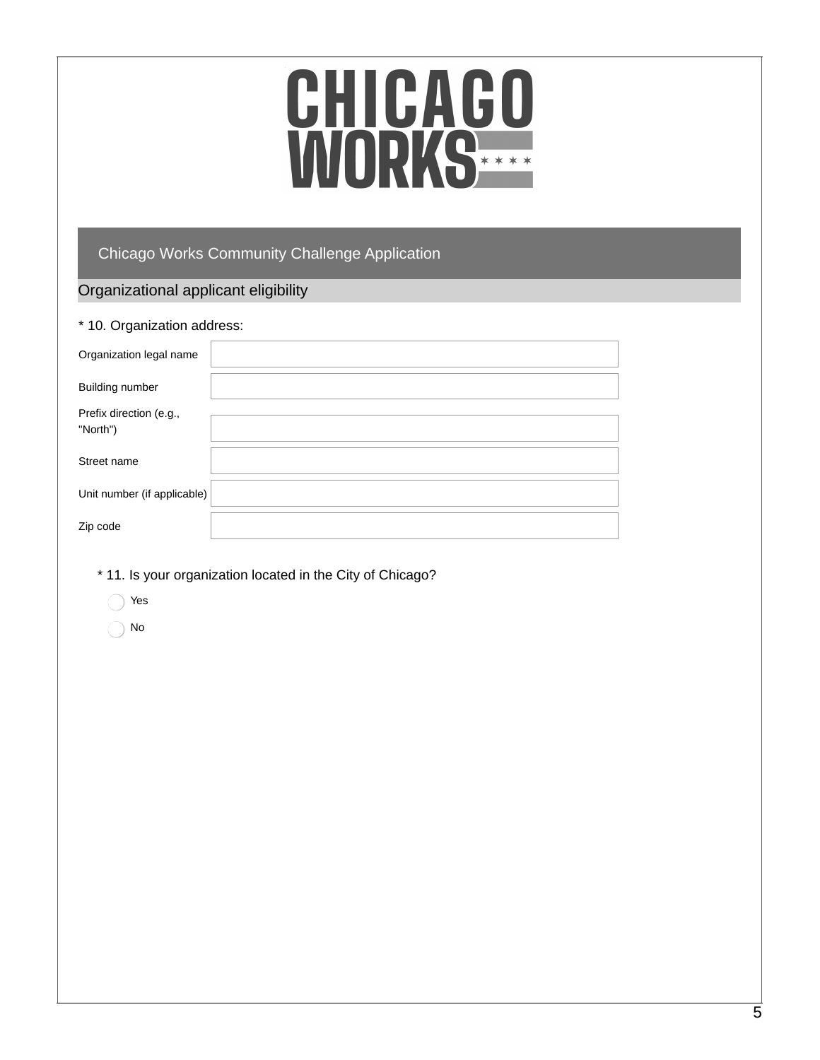CHICAGO WORKS

## Chicago Works Community Challenge Application

### Organizational applicant eligibility

* 10. Organization address:

| | |
|---|---|
| Organization legal name | |
| Building number | |
| Prefix direction (e.g., "North") | |
| Street name | |
| Unit number (if applicable) | |
| Zip code | |

* 11. Is your organization located in the City of Chicago?

- Yes
- No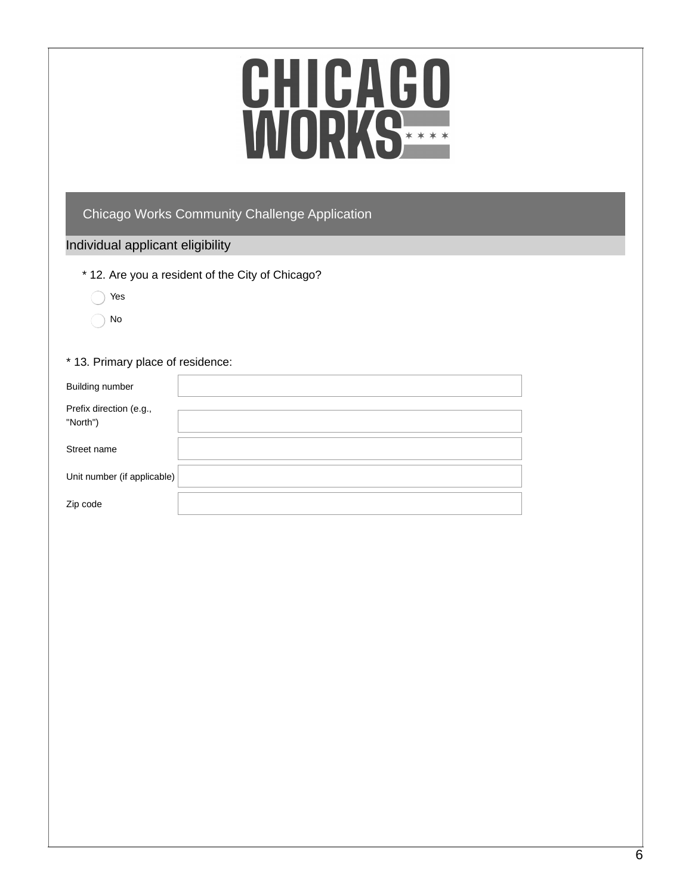# CHICAGO WORKS

## Chicago Works Community Challenge Application

### Individual applicant eligibility

* 12. Are you a resident of the City of Chicago?

- Yes
- No

* 13. Primary place of residence:

| | |
|---|---|
| Building number | |
| Prefix direction (e.g., "North") | |
| Street name | |
| Unit number (if applicable) | |
| Zip code | |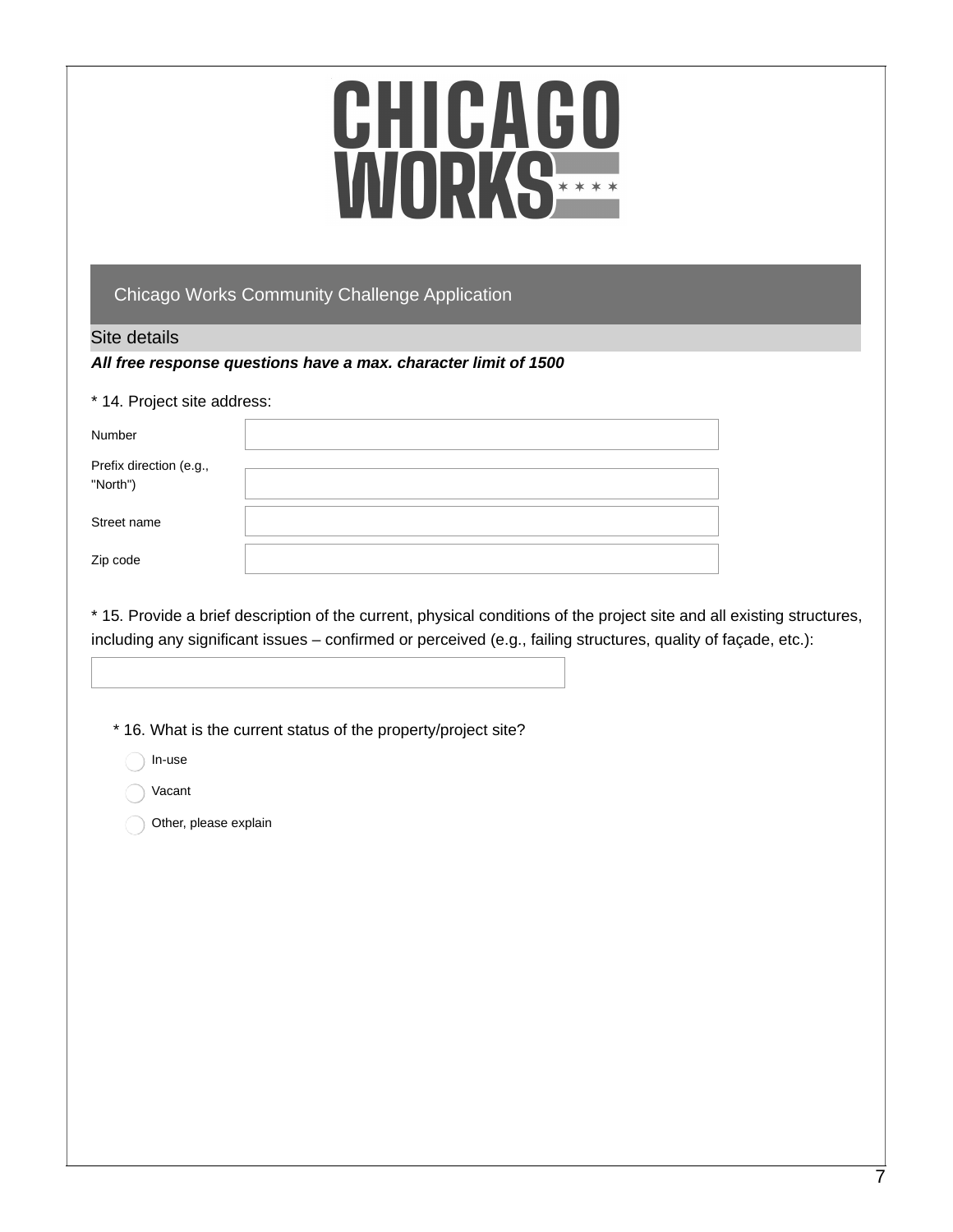# CHICAGO WORKS

## Chicago Works Community Challenge Application

### Site details

***All free response questions have a max. character limit of 1500***

\* 14. Project site address:

| | |
|---|---|
| Number | |
| Prefix direction (e.g., "North") | |
| Street name | |
| Zip code | |

\* 15. Provide a brief description of the current, physical conditions of the project site and all existing structures, including any significant issues – confirmed or perceived (e.g., failing structures, quality of façade, etc.):

\* 16. What is the current status of the property/project site?

- ◯ In-use
- ◯ Vacant
- ◯ Other, please explain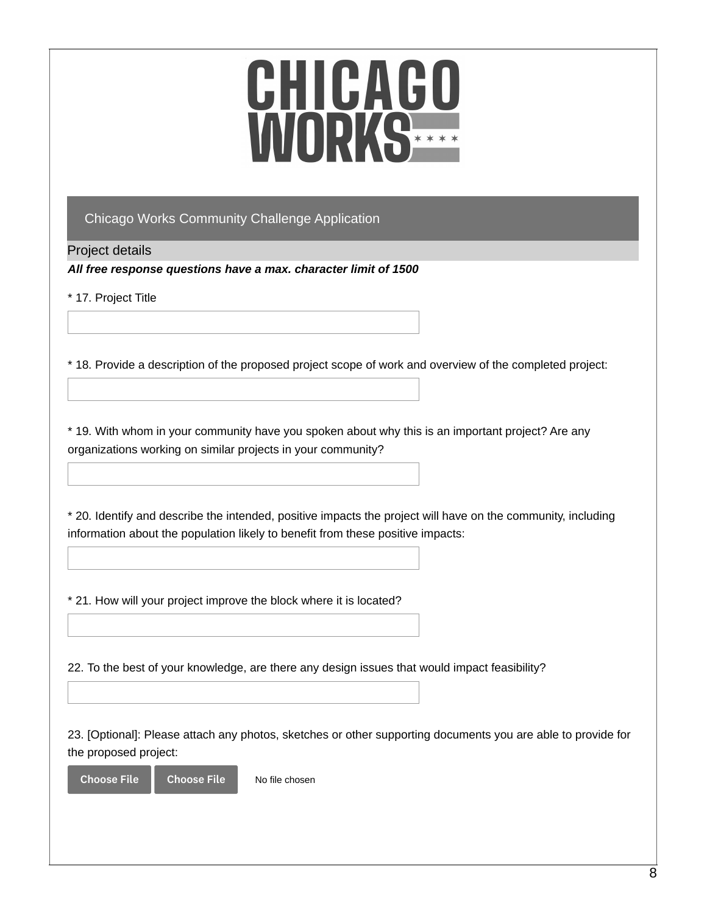# CHICAGO WORKS

## Chicago Works Community Challenge Application

### Project details

***All free response questions have a max. character limit of 1500***

\* 17. Project Title

\* 18. Provide a description of the proposed project scope of work and overview of the completed project:

\* 19. With whom in your community have you spoken about why this is an important project? Are any organizations working on similar projects in your community?

\* 20. Identify and describe the intended, positive impacts the project will have on the community, including information about the population likely to benefit from these positive impacts:

\* 21. How will your project improve the block where it is located?

22. To the best of your knowledge, are there any design issues that would impact feasibility?

23. [Optional]: Please attach any photos, sketches or other supporting documents you are able to provide for the proposed project:

Choose File Choose File No file chosen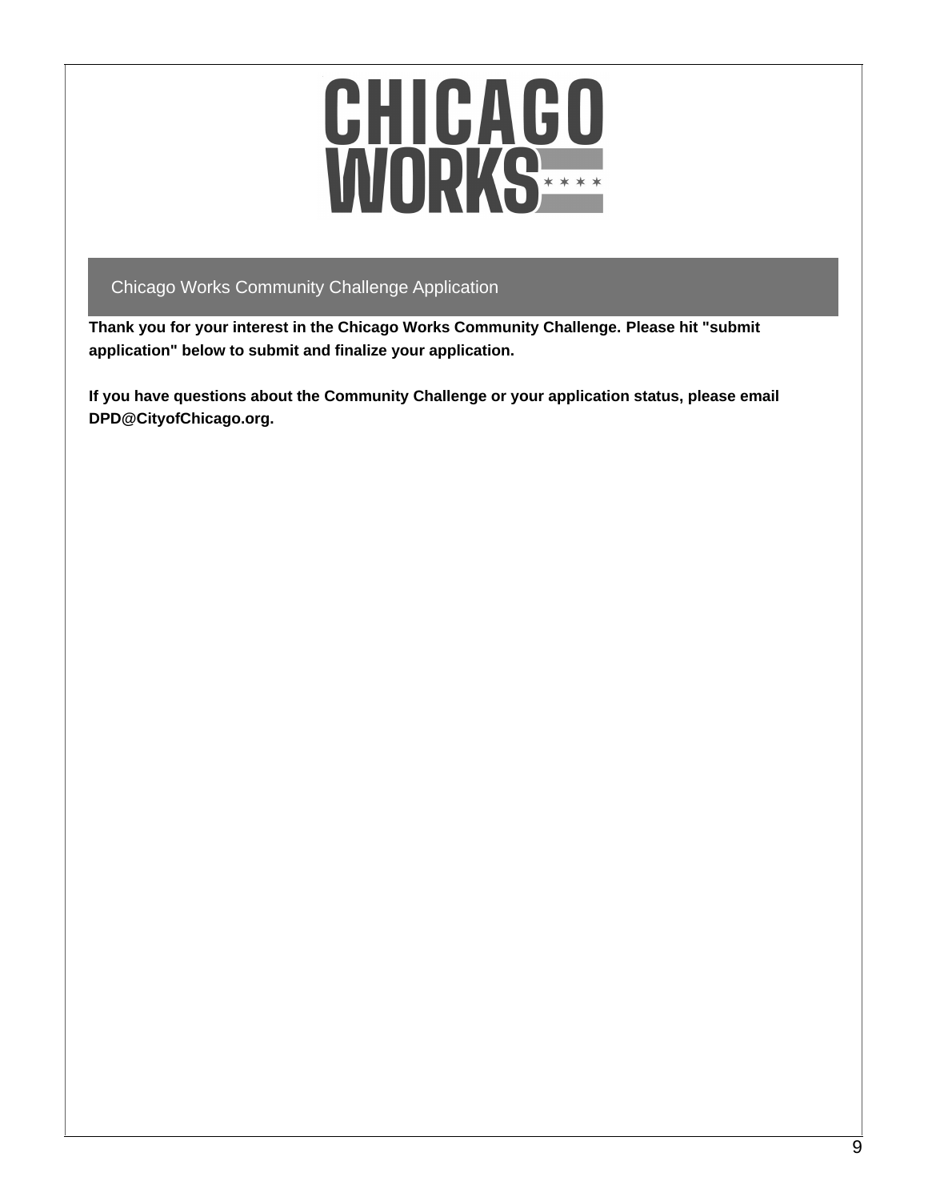# CHICAGO WORKS

## Chicago Works Community Challenge Application

**Thank you for your interest in the Chicago Works Community Challenge. Please hit "submit application" below to submit and finalize your application.**

**If you have questions about the Community Challenge or your application status, please email DPD@CityofChicago.org.**